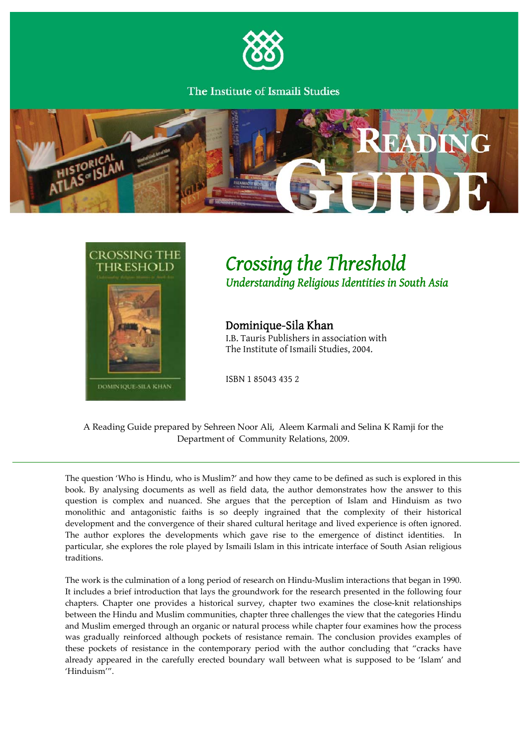The Institute of Ismaili Studies

# Reading Guide

# *Crossing the Threshold*

## *Understanding Religious Identities in South Asia*

### Dominique-Sila Khan

I.B. Tauris Publishers in association with
The Institute of Ismaili Studies, 2004.

ISBN 1 85043 435 2

A Reading Guide prepared by Sehreen Noor Ali, Aleem Karmali and Selina K Ramji for the Department of Community Relations, 2009.

---

The question 'Who is Hindu, who is Muslim?' and how they came to be defined as such is explored in this book. By analysing documents as well as field data, the author demonstrates how the answer to this question is complex and nuanced. She argues that the perception of Islam and Hinduism as two monolithic and antagonistic faiths is so deeply ingrained that the complexity of their historical development and the convergence of their shared cultural heritage and lived experience is often ignored. The author explores the developments which gave rise to the emergence of distinct identities. In particular, she explores the role played by Ismaili Islam in this intricate interface of South Asian religious traditions.

The work is the culmination of a long period of research on Hindu-Muslim interactions that began in 1990. It includes a brief introduction that lays the groundwork for the research presented in the following four chapters. Chapter one provides a historical survey, chapter two examines the close-knit relationships between the Hindu and Muslim communities, chapter three challenges the view that the categories Hindu and Muslim emerged through an organic or natural process while chapter four examines how the process was gradually reinforced although pockets of resistance remain. The conclusion provides examples of these pockets of resistance in the contemporary period with the author concluding that "cracks have already appeared in the carefully erected boundary wall between what is supposed to be 'Islam' and 'Hinduism'".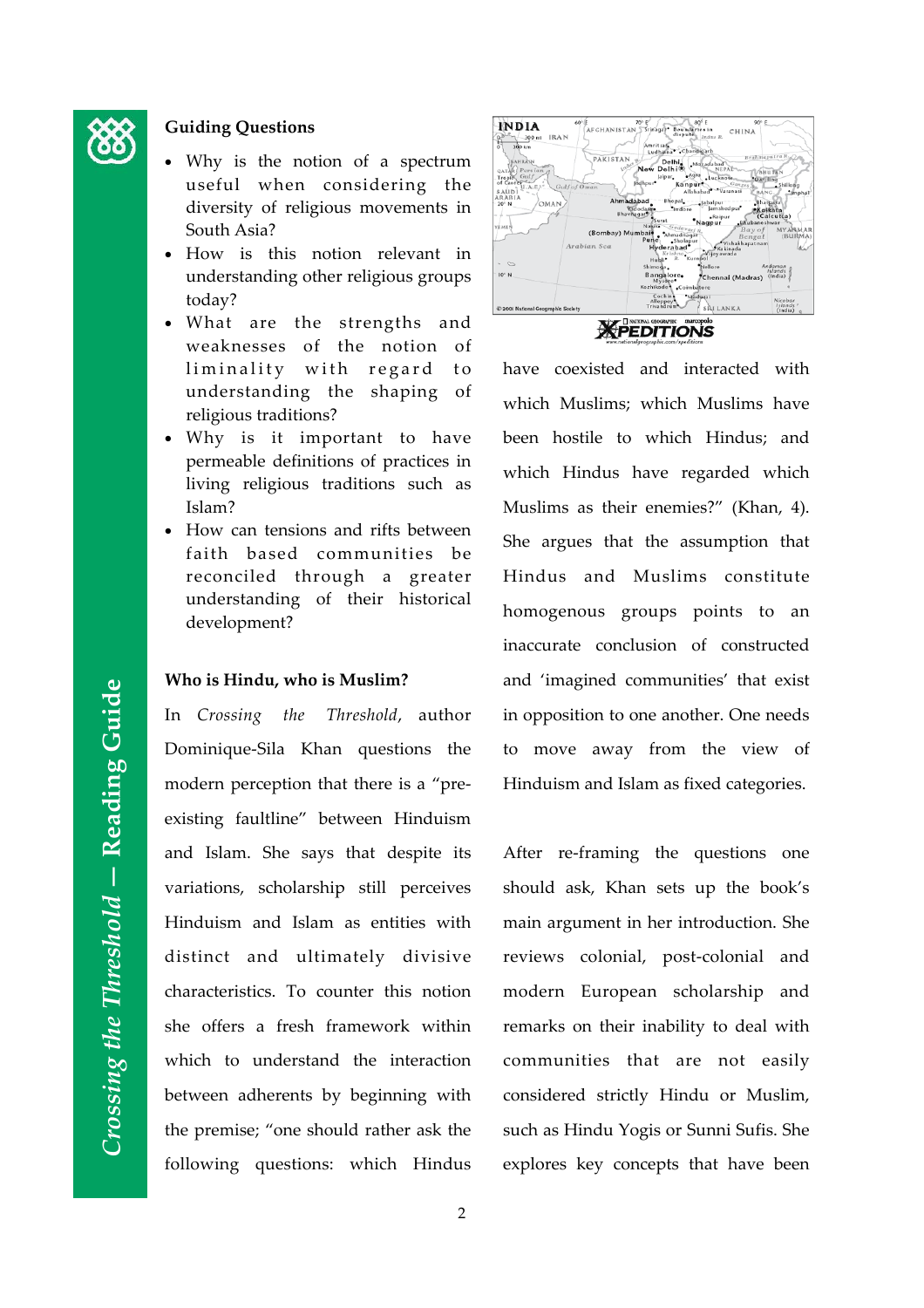## Guiding Questions

- Why is the notion of a spectrum useful when considering the diversity of religious movements in South Asia?
- How is this notion relevant in understanding other religious groups today?
- What are the strengths and weaknesses of the notion of liminality with regard to understanding the shaping of religious traditions?
- Why is it important to have permeable definitions of practices in living religious traditions such as Islam?
- How can tensions and rifts between faith based communities be reconciled through a greater understanding of their historical development?

## Who is Hindu, who is Muslim?

In *Crossing the Threshold*, author Dominique-Sila Khan questions the modern perception that there is a "pre-existing faultline" between Hinduism and Islam. She says that despite its variations, scholarship still perceives Hinduism and Islam as entities with distinct and ultimately divisive characteristics. To counter this notion she offers a fresh framework within which to understand the interaction between adherents by beginning with the premise; "one should rather ask the following questions: which Hindus have coexisted and interacted with which Muslims; which Muslims have been hostile to which Hindus; and which Hindus have regarded which Muslims as their enemies?" (Khan, 4). She argues that the assumption that Hindus and Muslims constitute homogenous groups points to an inaccurate conclusion of constructed and 'imagined communities' that exist in opposition to one another. One needs to move away from the view of Hinduism and Islam as fixed categories.

After re-framing the questions one should ask, Khan sets up the book's main argument in her introduction. She reviews colonial, post-colonial and modern European scholarship and remarks on their inability to deal with communities that are not easily considered strictly Hindu or Muslim, such as Hindu Yogis or Sunni Sufis. She explores key concepts that have been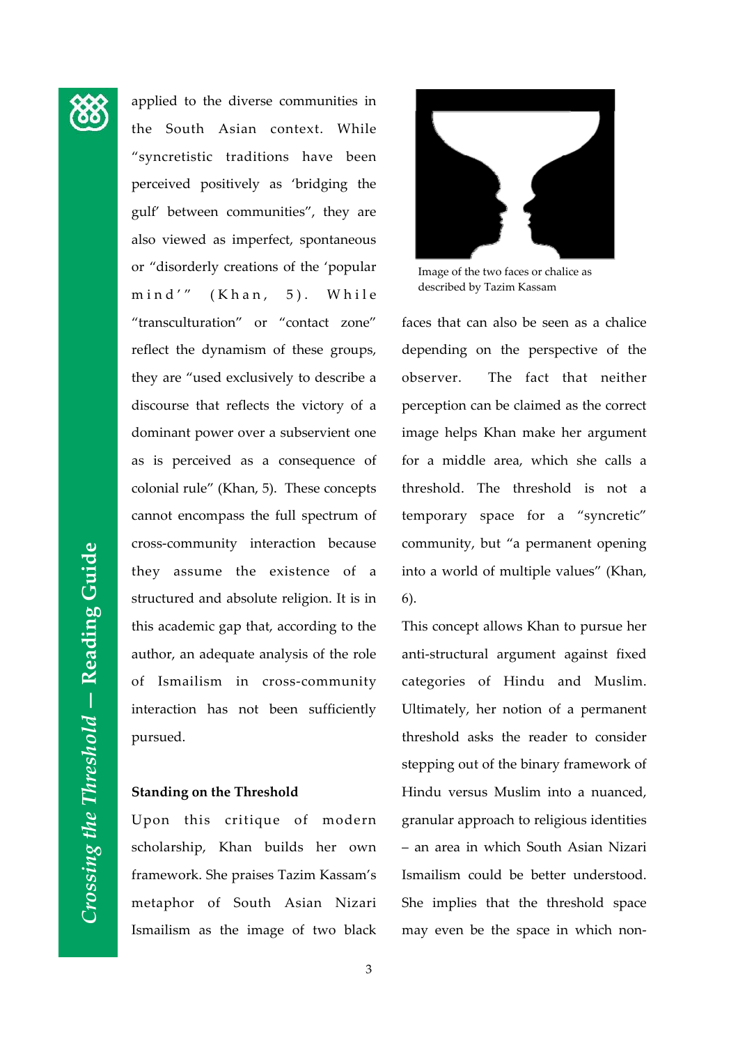applied to the diverse communities in the South Asian context. While "syncretistic traditions have been perceived positively as 'bridging the gulf' between communities", they are also viewed as imperfect, spontaneous or "disorderly creations of the 'popular mind'" (Khan, 5). While "transculturation" or "contact zone" reflect the dynamism of these groups, they are "used exclusively to describe a discourse that reflects the victory of a dominant power over a subservient one as is perceived as a consequence of colonial rule" (Khan, 5). These concepts cannot encompass the full spectrum of cross-community interaction because they assume the existence of a structured and absolute religion. It is in this academic gap that, according to the author, an adequate analysis of the role of Ismailism in cross-community interaction has not been sufficiently pursued.

**Standing on the Threshold**

Upon this critique of modern scholarship, Khan builds her own framework. She praises Tazim Kassam's metaphor of South Asian Nizari Ismailism as the image of two black faces that can also be seen as a chalice depending on the perspective of the observer. The fact that neither perception can be claimed as the correct image helps Khan make her argument for a middle area, which she calls a threshold. The threshold is not a temporary space for a "syncretic" community, but "a permanent opening into a world of multiple values" (Khan, 6).

Image of the two faces or chalice as described by Tazim Kassam

This concept allows Khan to pursue her anti-structural argument against fixed categories of Hindu and Muslim. Ultimately, her notion of a permanent threshold asks the reader to consider stepping out of the binary framework of Hindu versus Muslim into a nuanced, granular approach to religious identities – an area in which South Asian Nizari Ismailism could be better understood. She implies that the threshold space may even be the space in which non-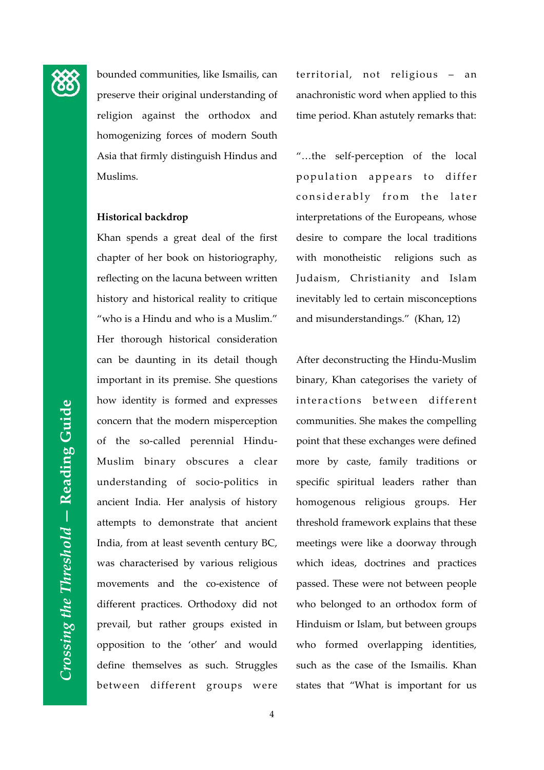bounded communities, like Ismailis, can preserve their original understanding of religion against the orthodox and homogenizing forces of modern South Asia that firmly distinguish Hindus and Muslims.

### Historical backdrop

Khan spends a great deal of the first chapter of her book on historiography, reflecting on the lacuna between written history and historical reality to critique "who is a Hindu and who is a Muslim." Her thorough historical consideration can be daunting in its detail though important in its premise. She questions how identity is formed and expresses concern that the modern misperception of the so-called perennial Hindu-Muslim binary obscures a clear understanding of socio-politics in ancient India. Her analysis of history attempts to demonstrate that ancient India, from at least seventh century BC, was characterised by various religious movements and the co-existence of different practices. Orthodoxy did not prevail, but rather groups existed in opposition to the 'other' and would define themselves as such. Struggles between different groups were territorial, not religious – an anachronistic word when applied to this time period. Khan astutely remarks that:

"…the self-perception of the local population appears to differ considerably from the later interpretations of the Europeans, whose desire to compare the local traditions with monotheistic religions such as Judaism, Christianity and Islam inevitably led to certain misconceptions and misunderstandings." (Khan, 12)

After deconstructing the Hindu-Muslim binary, Khan categorises the variety of interactions between different communities. She makes the compelling point that these exchanges were defined more by caste, family traditions or specific spiritual leaders rather than homogenous religious groups. Her threshold framework explains that these meetings were like a doorway through which ideas, doctrines and practices passed. These were not between people who belonged to an orthodox form of Hinduism or Islam, but between groups who formed overlapping identities, such as the case of the Ismailis. Khan states that "What is important for us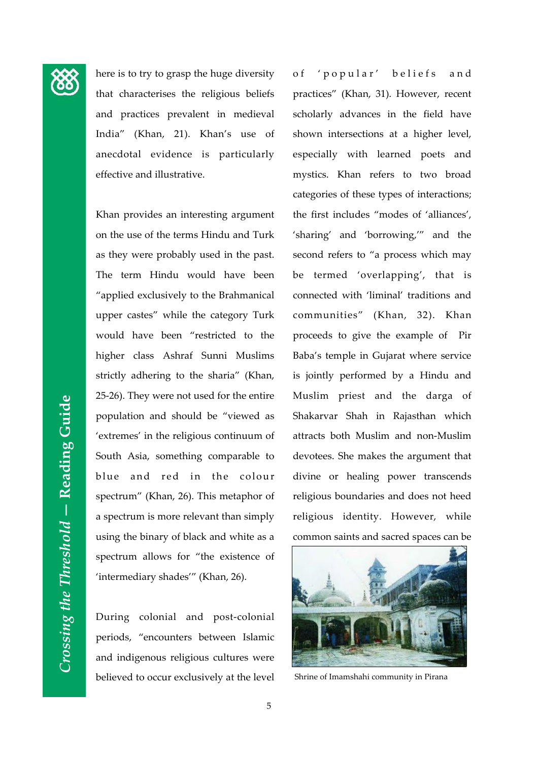here is to try to grasp the huge diversity that characterises the religious beliefs and practices prevalent in medieval India" (Khan, 21). Khan's use of anecdotal evidence is particularly effective and illustrative.

Khan provides an interesting argument on the use of the terms Hindu and Turk as they were probably used in the past. The term Hindu would have been "applied exclusively to the Brahmanical upper castes" while the category Turk would have been "restricted to the higher class Ashraf Sunni Muslims strictly adhering to the sharia" (Khan, 25-26). They were not used for the entire population and should be "viewed as 'extremes' in the religious continuum of South Asia, something comparable to blue and red in the colour spectrum" (Khan, 26). This metaphor of a spectrum is more relevant than simply using the binary of black and white as a spectrum allows for "the existence of 'intermediary shades'" (Khan, 26).

During colonial and post-colonial periods, "encounters between Islamic and indigenous religious cultures were believed to occur exclusively at the level of 'popular' beliefs and practices" (Khan, 31). However, recent scholarly advances in the field have shown intersections at a higher level, especially with learned poets and mystics. Khan refers to two broad categories of these types of interactions; the first includes "modes of 'alliances', 'sharing' and 'borrowing,'" and the second refers to "a process which may be termed 'overlapping', that is connected with 'liminal' traditions and communities" (Khan, 32). Khan proceeds to give the example of Pir Baba's temple in Gujarat where service is jointly performed by a Hindu and Muslim priest and the darga of Shakarvar Shah in Rajasthan which attracts both Muslim and non-Muslim devotees. She makes the argument that divine or healing power transcends religious boundaries and does not heed religious identity. However, while common saints and sacred spaces can be

Shrine of Imamshahi community in Pirana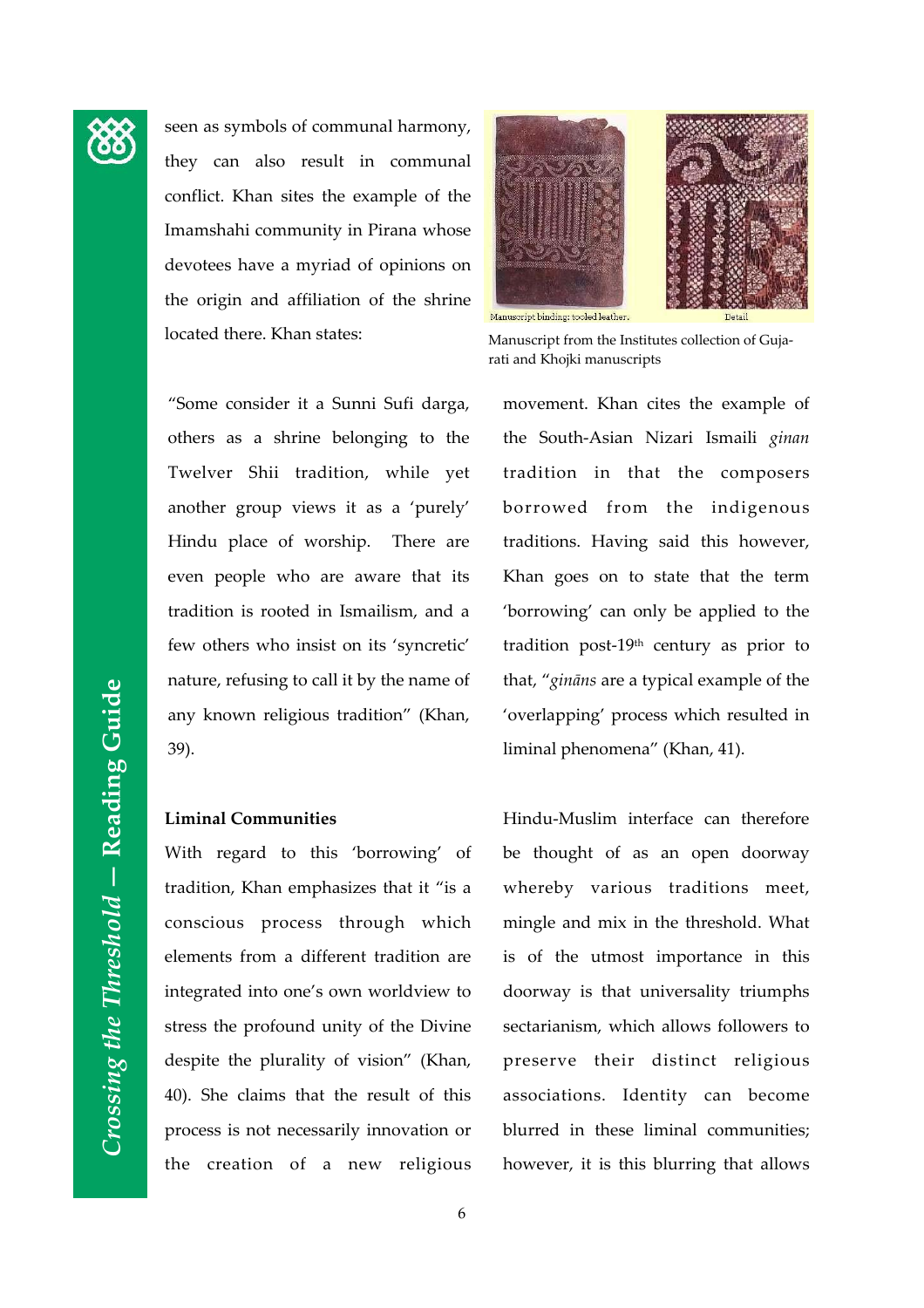seen as symbols of communal harmony, they can also result in communal conflict. Khan sites the example of the Imamshahi community in Pirana whose devotees have a myriad of opinions on the origin and affiliation of the shrine located there. Khan states:

> "Some consider it a Sunni Sufi darga, others as a shrine belonging to the Twelver Shii tradition, while yet another group views it as a 'purely' Hindu place of worship. There are even people who are aware that its tradition is rooted in Ismailism, and a few others who insist on its 'syncretic' nature, refusing to call it by the name of any known religious tradition" (Khan, 39).

## Liminal Communities

With regard to this 'borrowing' of tradition, Khan emphasizes that it "is a conscious process through which elements from a different tradition are integrated into one's own worldview to stress the profound unity of the Divine despite the plurality of vision" (Khan, 40). She claims that the result of this process is not necessarily innovation or the creation of a new religious

Manuscript binding: tooled leather. Detail

Manuscript from the Institutes collection of Gujarati and Khojki manuscripts

movement. Khan cites the example of the South-Asian Nizari Ismaili *ginan* tradition in that the composers borrowed from the indigenous traditions. Having said this however, Khan goes on to state that the term 'borrowing' can only be applied to the tradition post-19th century as prior to that, "*gināns* are a typical example of the 'overlapping' process which resulted in liminal phenomena" (Khan, 41).

Hindu-Muslim interface can therefore be thought of as an open doorway whereby various traditions meet, mingle and mix in the threshold. What is of the utmost importance in this doorway is that universality triumphs sectarianism, which allows followers to preserve their distinct religious associations. Identity can become blurred in these liminal communities; however, it is this blurring that allows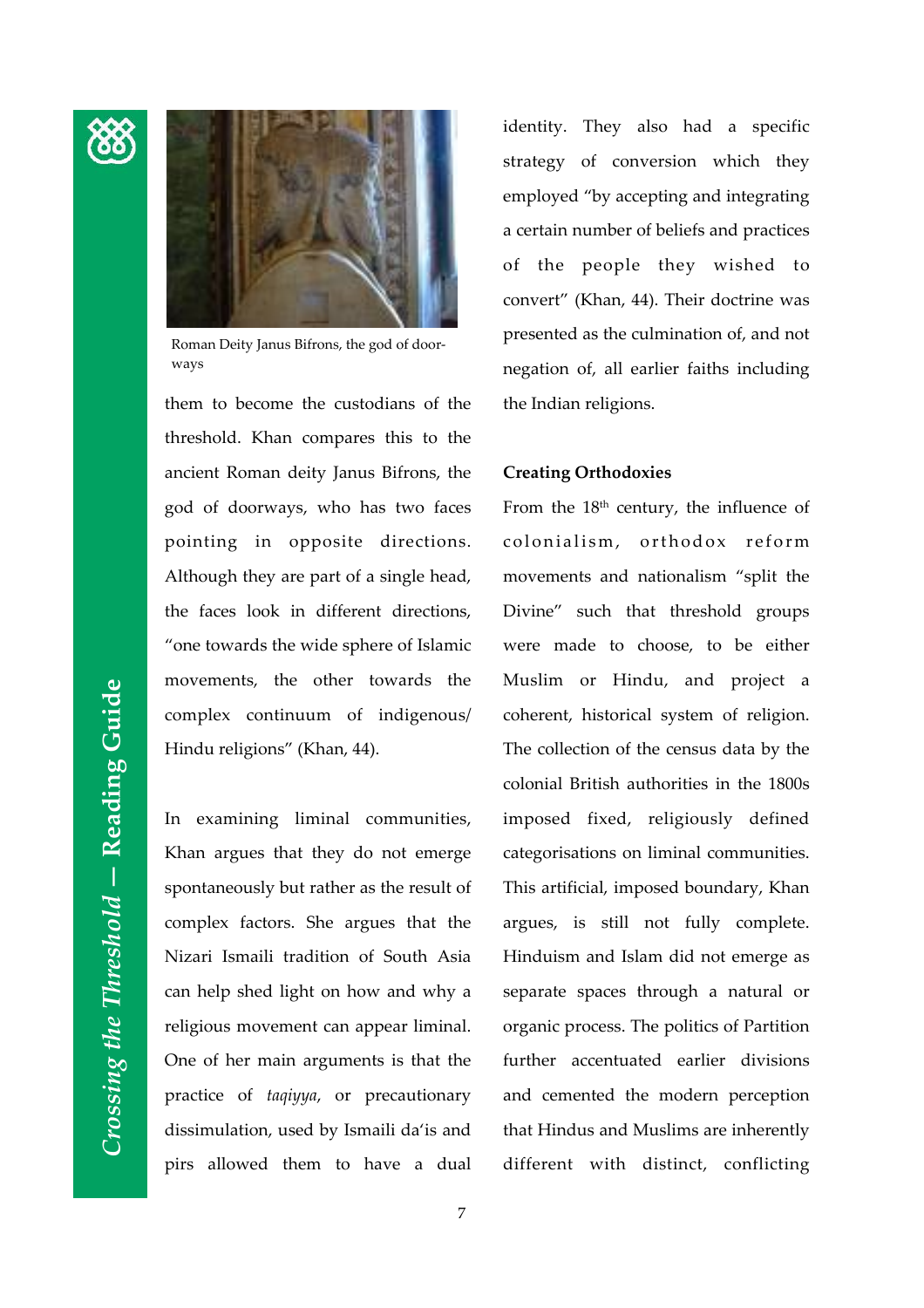Roman Deity Janus Bifrons, the god of doorways

them to become the custodians of the threshold. Khan compares this to the ancient Roman deity Janus Bifrons, the god of doorways, who has two faces pointing in opposite directions. Although they are part of a single head, the faces look in different directions, "one towards the wide sphere of Islamic movements, the other towards the complex continuum of indigenous/ Hindu religions" (Khan, 44).

In examining liminal communities, Khan argues that they do not emerge spontaneously but rather as the result of complex factors. She argues that the Nizari Ismaili tradition of South Asia can help shed light on how and why a religious movement can appear liminal. One of her main arguments is that the practice of *taqiyya*, or precautionary dissimulation, used by Ismaili da'is and pirs allowed them to have a dual identity. They also had a specific strategy of conversion which they employed "by accepting and integrating a certain number of beliefs and practices of the people they wished to convert" (Khan, 44). Their doctrine was presented as the culmination of, and not negation of, all earlier faiths including the Indian religions.

**Creating Orthodoxies**

From the 18th century, the influence of colonialism, orthodox reform movements and nationalism "split the Divine" such that threshold groups were made to choose, to be either Muslim or Hindu, and project a coherent, historical system of religion. The collection of the census data by the colonial British authorities in the 1800s imposed fixed, religiously defined categorisations on liminal communities. This artificial, imposed boundary, Khan argues, is still not fully complete. Hinduism and Islam did not emerge as separate spaces through a natural or organic process. The politics of Partition further accentuated earlier divisions and cemented the modern perception that Hindus and Muslims are inherently different with distinct, conflicting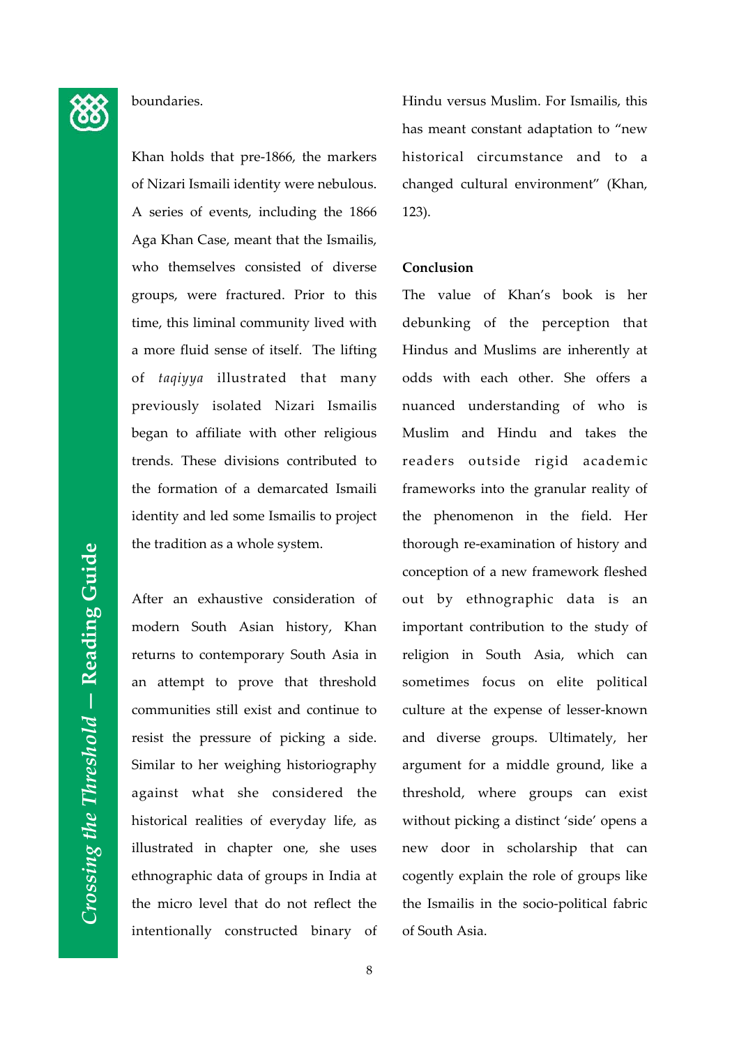boundaries.

Khan holds that pre-1866, the markers of Nizari Ismaili identity were nebulous. A series of events, including the 1866 Aga Khan Case, meant that the Ismailis, who themselves consisted of diverse groups, were fractured. Prior to this time, this liminal community lived with a more fluid sense of itself. The lifting of *taqiyya* illustrated that many previously isolated Nizari Ismailis began to affiliate with other religious trends. These divisions contributed to the formation of a demarcated Ismaili identity and led some Ismailis to project the tradition as a whole system.

After an exhaustive consideration of modern South Asian history, Khan returns to contemporary South Asia in an attempt to prove that threshold communities still exist and continue to resist the pressure of picking a side. Similar to her weighing historiography against what she considered the historical realities of everyday life, as illustrated in chapter one, she uses ethnographic data of groups in India at the micro level that do not reflect the intentionally constructed binary of Hindu versus Muslim. For Ismailis, this has meant constant adaptation to "new historical circumstance and to a changed cultural environment" (Khan, 123).

**Conclusion**

The value of Khan's book is her debunking of the perception that Hindus and Muslims are inherently at odds with each other. She offers a nuanced understanding of who is Muslim and Hindu and takes the readers outside rigid academic frameworks into the granular reality of the phenomenon in the field. Her thorough re-examination of history and conception of a new framework fleshed out by ethnographic data is an important contribution to the study of religion in South Asia, which can sometimes focus on elite political culture at the expense of lesser-known and diverse groups. Ultimately, her argument for a middle ground, like a threshold, where groups can exist without picking a distinct 'side' opens a new door in scholarship that can cogently explain the role of groups like the Ismailis in the socio-political fabric of South Asia.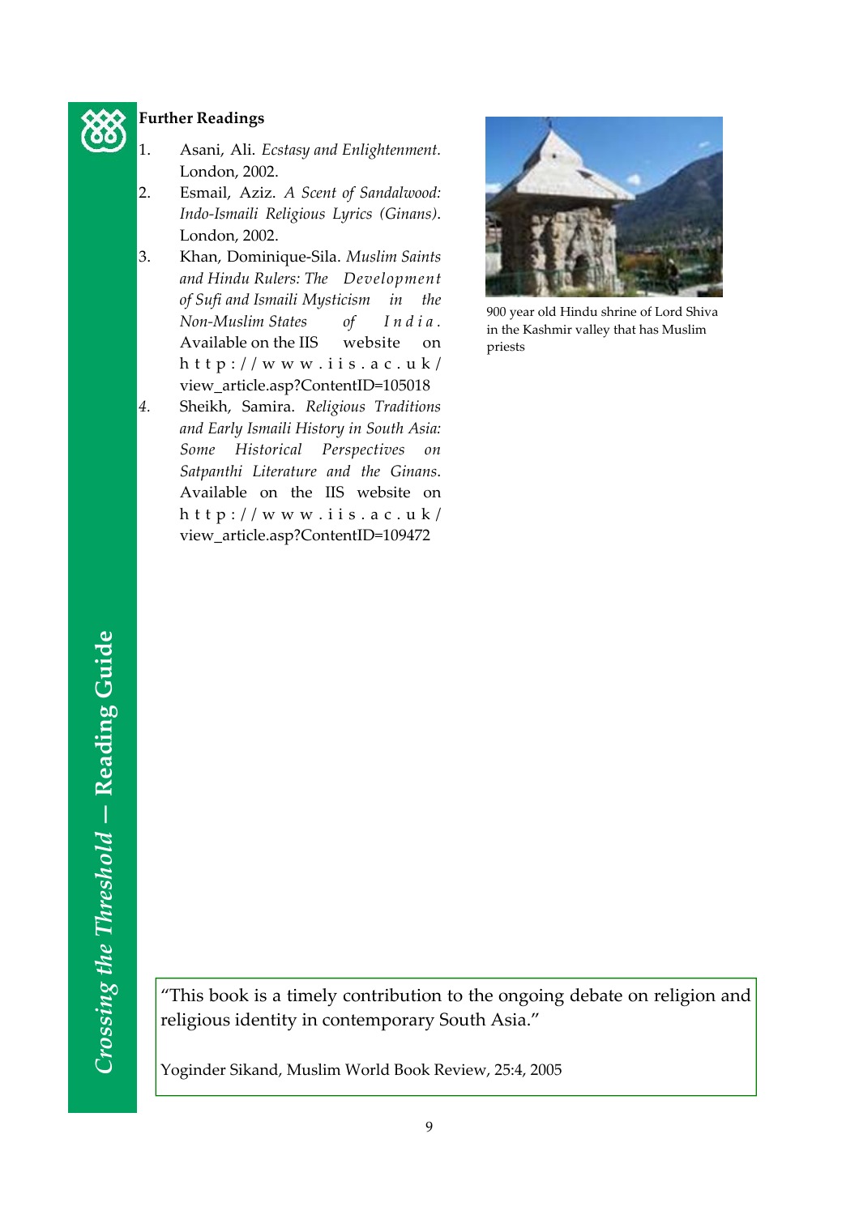**Further Readings**

1. Asani, Ali. *Ecstasy and Enlightenment.* London, 2002.
2. Esmail, Aziz. *A Scent of Sandalwood: Indo-Ismaili Religious Lyrics (Ginans)*. London, 2002.
3. Khan, Dominique-Sila. *Muslim Saints and Hindu Rulers: The Development of Sufi and Ismaili Mysticism in the Non-Muslim States of India*. Available on the IIS website on http://www.iis.ac.uk/view_article.asp?ContentID=105018
4. Sheikh, Samira. *Religious Traditions and Early Ismaili History in South Asia: Some Historical Perspectives on Satpanthi Literature and the Ginans*. Available on the IIS website on http://www.iis.ac.uk/view_article.asp?ContentID=109472

900 year old Hindu shrine of Lord Shiva in the Kashmir valley that has Muslim priests

"This book is a timely contribution to the ongoing debate on religion and religious identity in contemporary South Asia."

Yoginder Sikand, Muslim World Book Review, 25:4, 2005